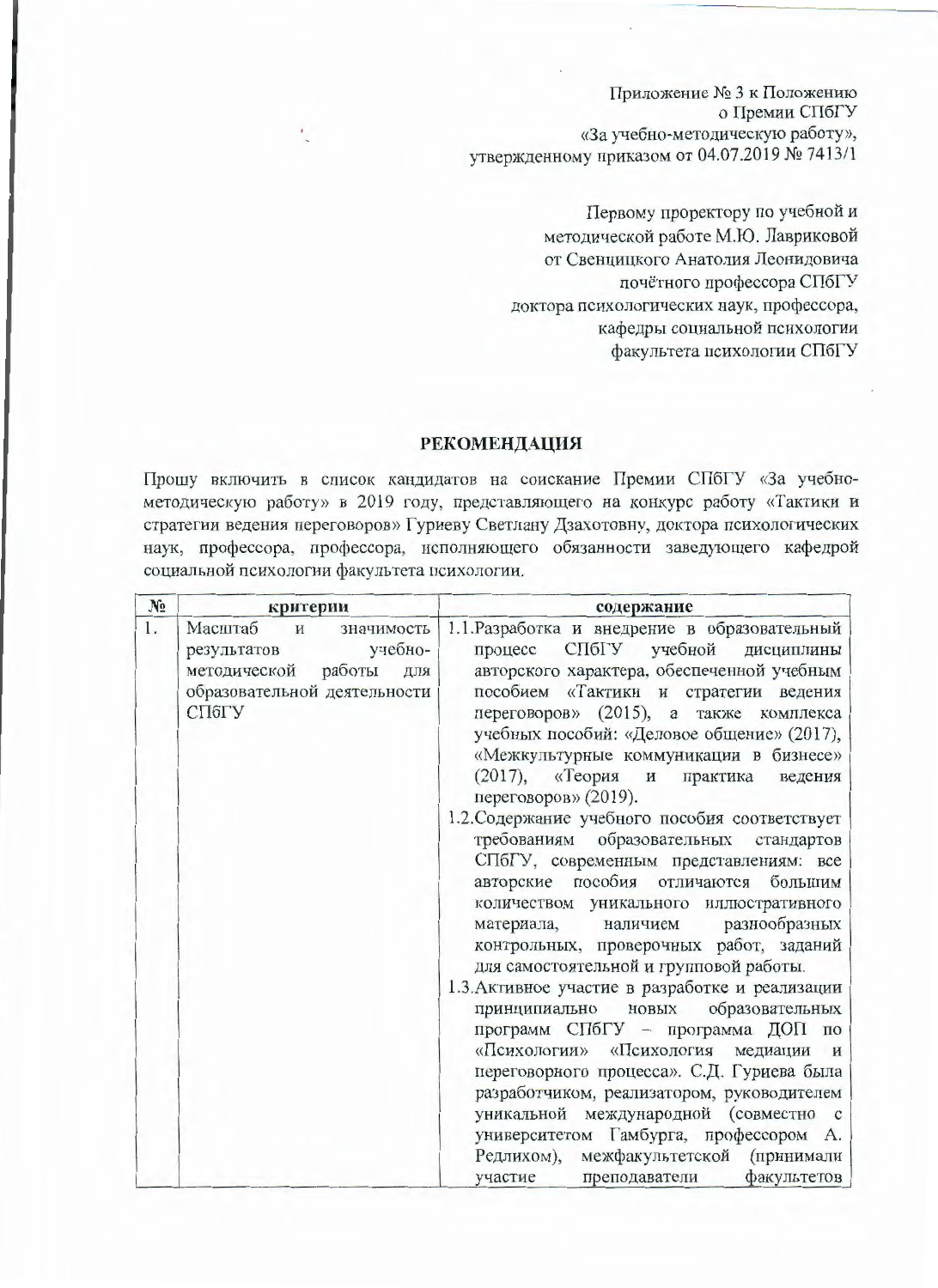Приложение № 3 к Положению
о Премии СПбГУ
«За учебно-методическую работу»,
утвержденному приказом от 04.07.2019 № 7413/1

Первому проректору по учебной и
методической работе М.Ю. Лавриковой
от Свенцицкого Анатолия Леонидовича
почётного профессора СПбГУ
доктора психологических наук, профессора,
кафедры социальной психологии
факультета психологии СПбГУ

## РЕКОМЕНДАЦИЯ

Прошу включить в список кандидатов на соискание Премии СПбГУ «За учебно-методическую работу» в 2019 году, представляющего на конкурс работу «Тактики и стратегии ведения переговоров» Гуриеву Светлану Дзахотовну, доктора психологических наук, профессора, профессора, исполняющего обязанности заведующего кафедрой социальной психологии факультета психологии.

| № | критерии | содержание |
|---|---|---|
| 1. | Масштаб и значимость результатов учебно-методической работы для образовательной деятельности СПбГУ | 1.1. Разработка и внедрение в образовательный процесс СПбГУ учебной дисциплины авторского характера, обеспеченной учебным пособием «Тактики и стратегии ведения переговоров» (2015), а также комплекса учебных пособий: «Деловое общение» (2017), «Межкультурные коммуникации в бизнесе» (2017), «Теория и практика ведения переговоров» (2019).<br>1.2. Содержание учебного пособия соответствует требованиям образовательных стандартов СПбГУ, современным представлениям: все авторские пособия отличаются большим количеством уникального иллюстративного материала, наличием разнообразных контрольных, проверочных работ, заданий для самостоятельной и групповой работы.<br>1.3. Активное участие в разработке и реализации принципиально новых образовательных программ СПбГУ – программа ДОП по «Психологии» «Психология медиации и переговорного процесса». С.Д. Гуриева была разработчиком, реализатором, руководителем уникальной международной (совместно с университетом Гамбурга, профессором А. Редлихом), межфакультетской (принимали участие преподаватели факультетов |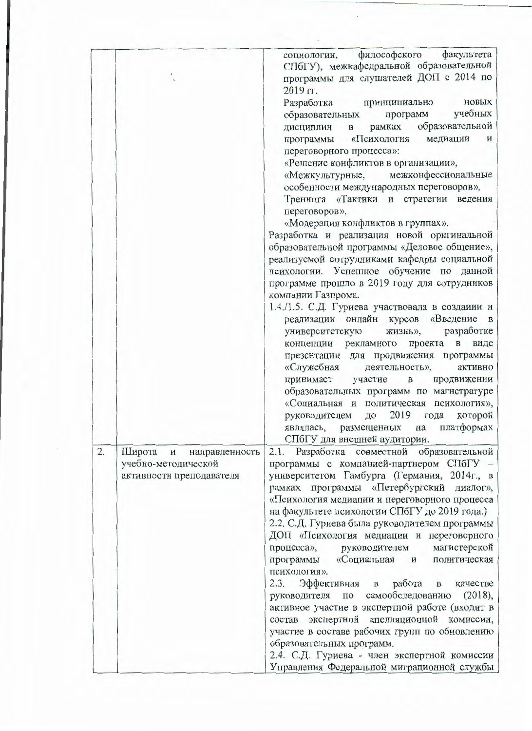| | | |
|---|---|---|
| | | социологии, философского факультета СПбГУ), межкафедральной образовательной программы для слушателей ДОП с 2014 по 2019 гг.<br>Разработка принципиально новых образовательных программ учебных дисциплин в рамках образовательной программы «Психология медиации и переговорного процесса»:<br>«Решение конфликтов в организации»,<br>«Межкультурные, межконфессиональные особенности международных переговоров»,<br>Тренинга «Тактики и стратегии ведения переговоров»,<br>«Модерация конфликтов в группах».<br>Разработка и реализация новой оригинальной образовательной программы «Деловое общение», реализуемой сотрудниками кафедры социальной психологии. Успешное обучение по данной программе прошло в 2019 году для сотрудников компании Газпрома.<br>1.4./1.5. С.Д. Гуриева участвовала в создании и реализации онлайн курсов «Введение в университетскую жизнь», разработке концепции рекламного проекта в виде презентации для продвижения программы «Служебная деятельность», активно принимает участие в продвижении образовательных программ по магистратуре «Социальная и политическая психология», руководителем до 2019 года которой являлась, размещенных на платформах СПбГУ для внешней аудитории. |
| 2. | Широта и направленность учебно-методической активности преподавателя | 2.1. Разработка совместной образовательной программы с компанией-партнером СПбГУ – университетом Гамбурга (Германия, 2014г., в рамках программы «Петербургский диалог», «Психология медиации и переговорного процесса на факультете психологии СПбГУ до 2019 года.)<br>2.2. С.Д. Гуриева была руководителем программы ДОП «Психология медиации и переговорного процесса», руководителем магистерской программы «Социальная и политическая психология».<br>2.3. Эффективная в работа в качестве руководителя по самообследованию (2018), активное участие в экспертной работе (входит в состав экспертной апелляционной комиссии, участие в составе рабочих групп по обновлению образовательных программ.<br>2.4. С.Д. Гуриева - член экспертной комиссии Управления Федеральной миграционной службы |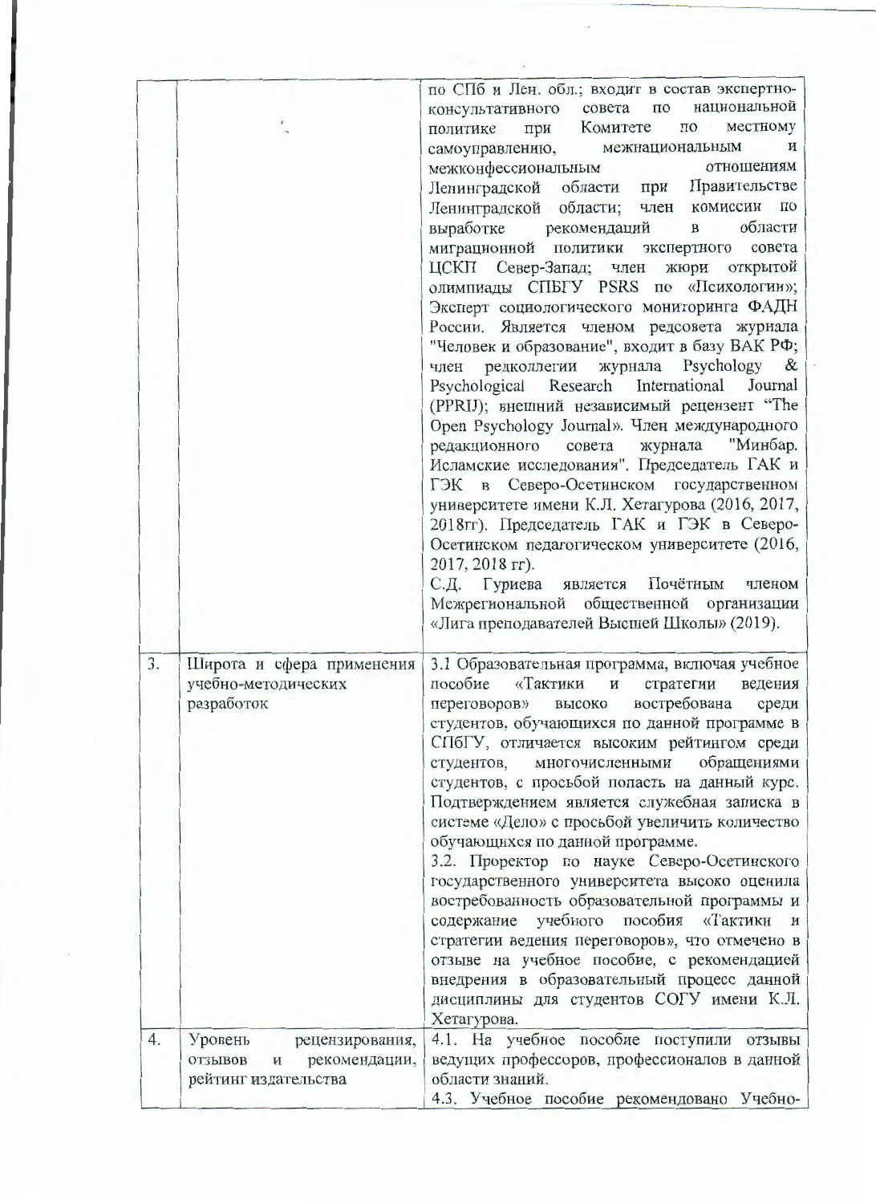| | | |
|---|---|---|
| | | по СПб и Лен. обл.; входит в состав экспертно-консультативного совета по национальной политике при Комитете по местному самоуправлению, межнациональным и межконфессиональным отношениям Ленинградской области при Правительстве Ленинградской области; член комиссии по выработке рекомендаций в области миграционной политики экспертного совета ЦСКП Север-Запад; член жюри открытой олимпиады СПБГУ PSRS по «Психологии»; Эксперт социологического мониторинга ФАДН России. Является членом редсовета журнала "Человек и образование", входит в базу ВАК РФ; член редколлегии журнала Psychology & Psychological Research International Journal (PPRIJ); внешний независимый рецензент "The Open Psychology Journal». Член международного редакционного совета журнала "Минбар. Исламские исследования". Председатель ГАК и ГЭК в Северо-Осетинском государственном университете имени К.Л. Хетагурова (2016, 2017, 2018гг). Председатель ГАК и ГЭК в Северо-Осетинском педагогическом университете (2016, 2017, 2018 гг).<br>С.Д. Гуриева является Почётным членом Межрегиональной общественной организации «Лига преподавателей Высшей Школы» (2019). |
| 3. | Широта и сфера применения учебно-методических разработок | 3.1 Образовательная программа, включая учебное пособие «Тактики и стратегии ведения переговоров» высоко востребована среди студентов, обучающихся по данной программе в СПбГУ, отличается высоким рейтингом среди студентов, многочисленными обращениями студентов, с просьбой попасть на данный курс. Подтверждением является служебная записка в системе «Дело» с просьбой увеличить количество обучающихся по данной программе.<br>3.2. Проректор по науке Северо-Осетинского государственного университета высоко оценила востребованность образовательной программы и содержание учебного пособия «Тактики и стратегии ведения переговоров», что отмечено в отзыве на учебное пособие, с рекомендацией внедрения в образовательный процесс данной дисциплины для студентов СОГУ имени К.Л. Хетагурова. |
| 4. | Уровень рецензирования, отзывов и рекомендации, рейтинг издательства | 4.1. На учебное пособие поступили отзывы ведущих профессоров, профессионалов в данной области знаний.<br>4.3. Учебное пособие рекомендовано Учебно- |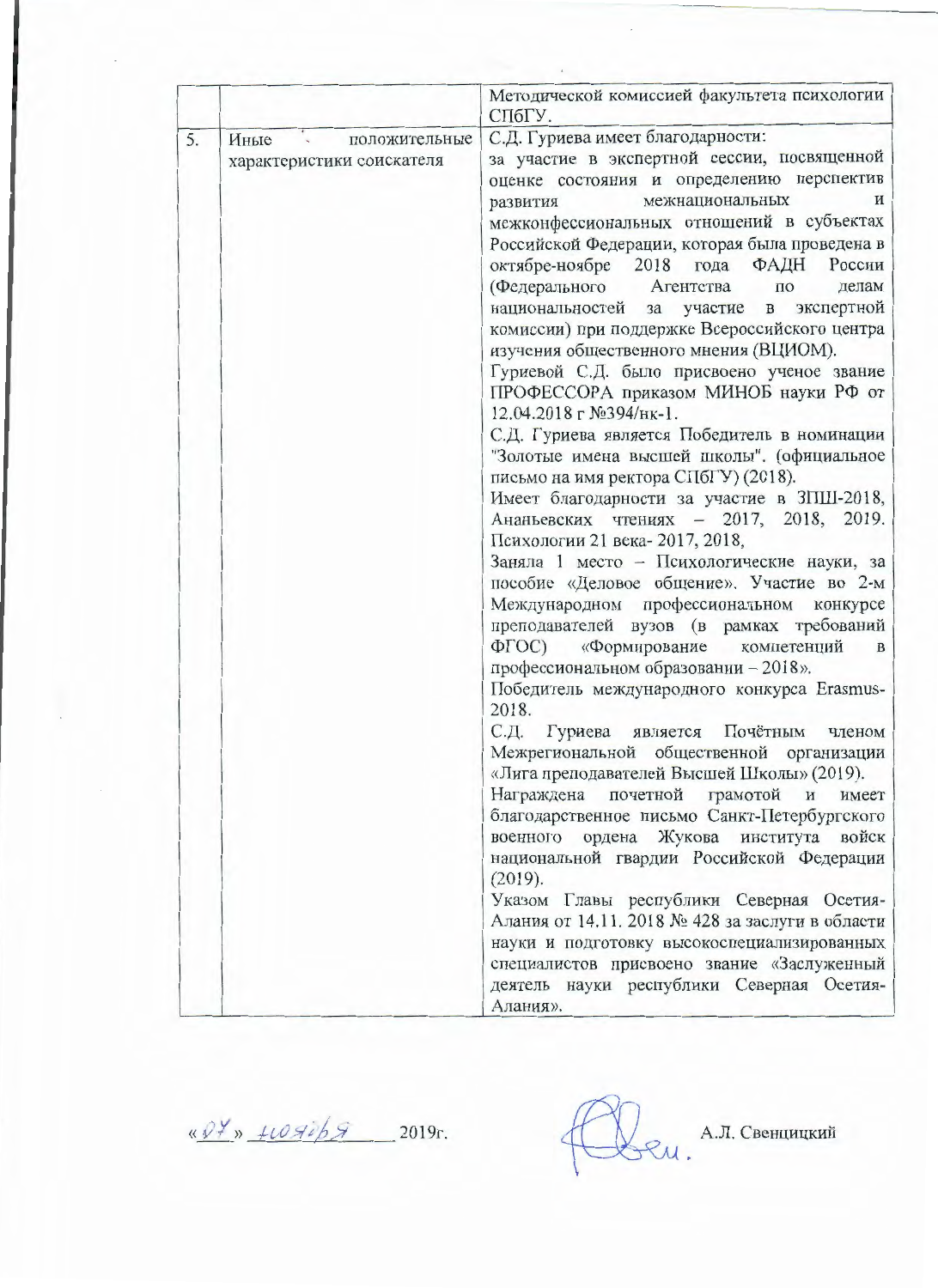| | | |
|---|---|---|
| | | Методической комиссией факультета психологии СПбГУ. |
| 5. | Иные положительные характеристики соискателя | С.Д. Гуриева имеет благодарности:<br>за участие в экспертной сессии, посвященной оценке состояния и определению перспектив развития межнациональных и межконфессиональных отношений в субъектах Российской Федерации, которая была проведена в октябре-ноябре 2018 года ФАДН России (Федерального Агентства по делам национальностей за участие в экспертной комиссии) при поддержке Всероссийского центра изучения общественного мнения (ВЦИОМ).<br>Гуриевой С.Д. было присвоено ученое звание ПРОФЕССОРА приказом МИНОБ науки РФ от 12.04.2018 г №394/нк-1.<br>С.Д. Гуриева является Победитель в номинации "Золотые имена высшей школы". (официальное письмо на имя ректора СПбГУ) (2018).<br>Имеет благодарности за участие в ЗПШ-2018, Ананьевских чтениях – 2017, 2018, 2019. Психологии 21 века- 2017, 2018,<br>Заняла 1 место – Психологические науки, за пособие «Деловое общение». Участие во 2-м Международном профессиональном конкурсе преподавателей вузов (в рамках требований ФГОС) «Формирование компетенций в профессиональном образовании – 2018».<br>Победитель международного конкурса Erasmus-2018.<br>С.Д. Гуриева является Почётным членом Межрегиональной общественной организации «Лига преподавателей Высшей Школы» (2019).<br>Награждена почетной грамотой и имеет благодарственное письмо Санкт-Петербургского военного ордена Жукова института войск национальной гвардии Российской Федерации (2019).<br>Указом Главы республики Северная Осетия-Алания от 14.11. 2018 № 428 за заслуги в области науки и подготовку высокоспециализированных специалистов присвоено звание «Заслуженный деятель науки республики Северная Осетия-Алания». |

«07» ноября 2019г.

А.Л. Свенцицкий